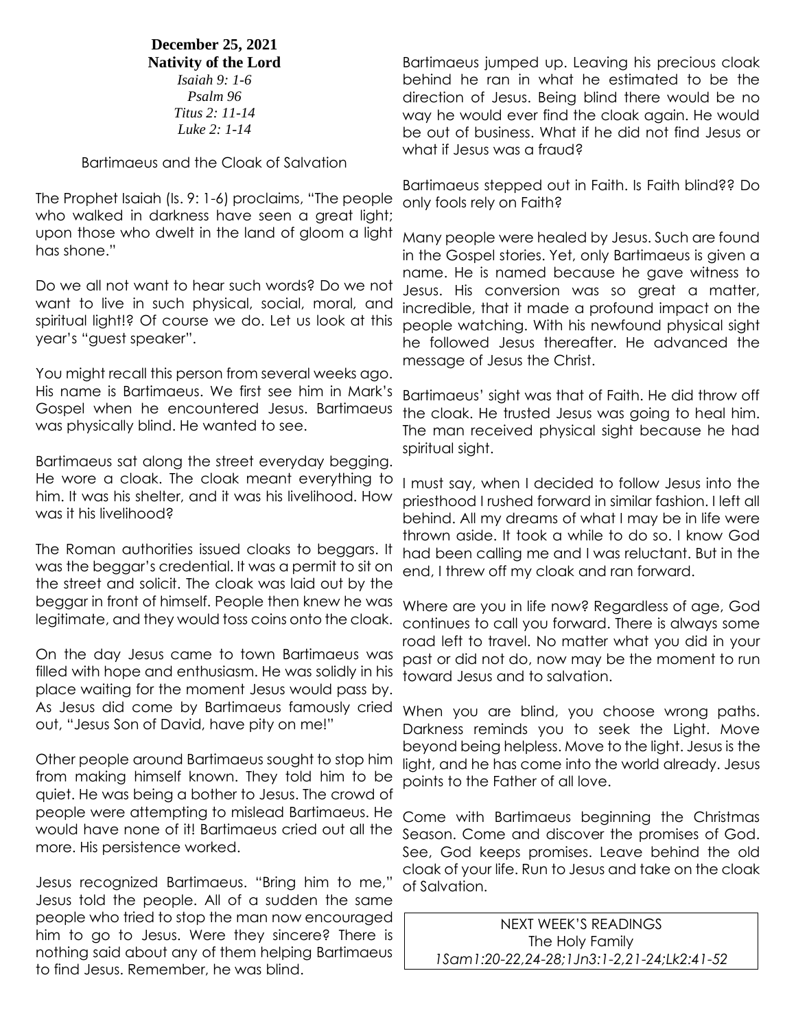**December 25, 2021**
**Nativity of the Lord**
*Isaiah 9: 1-6*
*Psalm 96*
*Titus 2: 11-14*
*Luke 2: 1-14*

Bartimaeus and the Cloak of Salvation

The Prophet Isaiah (Is. 9: 1-6) proclaims, "The people who walked in darkness have seen a great light; upon those who dwelt in the land of gloom a light has shone."

Do we all not want to hear such words? Do we not want to live in such physical, social, moral, and spiritual light!? Of course we do. Let us look at this year's "guest speaker".

You might recall this person from several weeks ago. His name is Bartimaeus. We first see him in Mark's Gospel when he encountered Jesus. Bartimaeus was physically blind. He wanted to see.

Bartimaeus sat along the street everyday begging. He wore a cloak. The cloak meant everything to him. It was his shelter, and it was his livelihood. How was it his livelihood?

The Roman authorities issued cloaks to beggars. It was the beggar's credential. It was a permit to sit on the street and solicit. The cloak was laid out by the beggar in front of himself. People then knew he was legitimate, and they would toss coins onto the cloak.

On the day Jesus came to town Bartimaeus was filled with hope and enthusiasm. He was solidly in his place waiting for the moment Jesus would pass by. As Jesus did come by Bartimaeus famously cried out, "Jesus Son of David, have pity on me!"

Other people around Bartimaeus sought to stop him from making himself known. They told him to be quiet. He was being a bother to Jesus. The crowd of people were attempting to mislead Bartimaeus. He would have none of it! Bartimaeus cried out all the more. His persistence worked.

Jesus recognized Bartimaeus. "Bring him to me," Jesus told the people. All of a sudden the same people who tried to stop the man now encouraged him to go to Jesus. Were they sincere? There is nothing said about any of them helping Bartimaeus to find Jesus. Remember, he was blind.

Bartimaeus jumped up. Leaving his precious cloak behind he ran in what he estimated to be the direction of Jesus. Being blind there would be no way he would ever find the cloak again. He would be out of business. What if he did not find Jesus or what if Jesus was a fraud?

Bartimaeus stepped out in Faith. Is Faith blind?? Do only fools rely on Faith?

Many people were healed by Jesus. Such are found in the Gospel stories. Yet, only Bartimaeus is given a name. He is named because he gave witness to Jesus. His conversion was so great a matter, incredible, that it made a profound impact on the people watching. With his newfound physical sight he followed Jesus thereafter. He advanced the message of Jesus the Christ.

Bartimaeus' sight was that of Faith. He did throw off the cloak. He trusted Jesus was going to heal him. The man received physical sight because he had spiritual sight.

I must say, when I decided to follow Jesus into the priesthood I rushed forward in similar fashion. I left all behind. All my dreams of what I may be in life were thrown aside. It took a while to do so. I know God had been calling me and I was reluctant. But in the end, I threw off my cloak and ran forward.

Where are you in life now? Regardless of age, God continues to call you forward. There is always some road left to travel. No matter what you did in your past or did not do, now may be the moment to run toward Jesus and to salvation.

When you are blind, you choose wrong paths. Darkness reminds you to seek the Light. Move beyond being helpless. Move to the light. Jesus is the light, and he has come into the world already. Jesus points to the Father of all love.

Come with Bartimaeus beginning the Christmas Season. Come and discover the promises of God. See, God keeps promises. Leave behind the old cloak of your life. Run to Jesus and take on the cloak of Salvation.

NEXT WEEK'S READINGS
The Holy Family
*1Sam1:20-22,24-28;1Jn3:1-2,21-24;Lk2:41-52*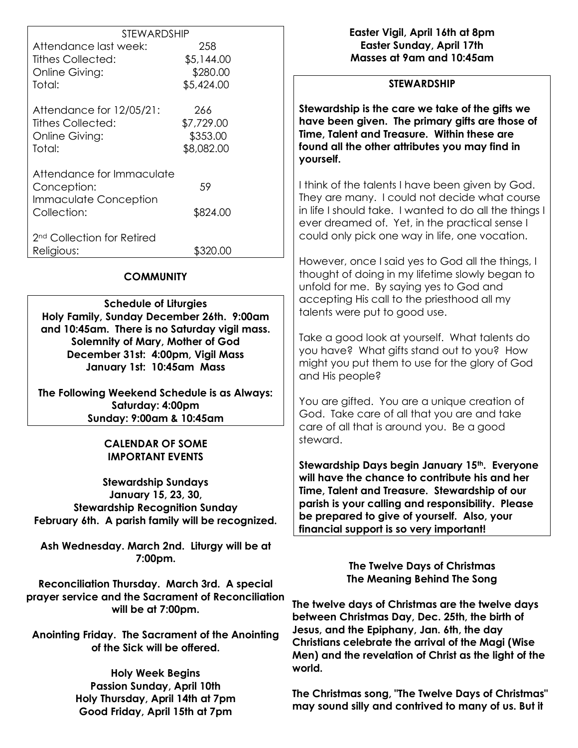| STEWARDSHIP | |
|---|---|
| Attendance last week: | 258 |
| Tithes Collected: | $5,144.00 |
| Online Giving: | $280.00 |
| Total: | $5,424.00 |
| | |
| Attendance for 12/05/21: | 266 |
| Tithes Collected: | $7,729.00 |
| Online Giving: | $353.00 |
| Total: | $8,082.00 |
| | |
| Attendance for Immaculate Conception: | 59 |
| Immaculate Conception Collection: | $824.00 |
| | |
| 2nd Collection for Retired Religious: | $320.00 |

## COMMUNITY

**Schedule of Liturgies**
**Holy Family, Sunday December 26th. 9:00am and 10:45am. There is no Saturday vigil mass.**
**Solemnity of Mary, Mother of God**
**December 31st: 4:00pm, Vigil Mass**
**January 1st: 10:45am Mass**

**The Following Weekend Schedule is as Always:**
**Saturday: 4:00pm**
**Sunday: 9:00am & 10:45am**

## CALENDAR OF SOME IMPORTANT EVENTS

**Stewardship Sundays**
**January 15, 23, 30,**
**Stewardship Recognition Sunday**
**February 6th. A parish family will be recognized.**

**Ash Wednesday. March 2nd. Liturgy will be at 7:00pm.**

**Reconciliation Thursday. March 3rd. A special prayer service and the Sacrament of Reconciliation will be at 7:00pm.**

**Anointing Friday. The Sacrament of the Anointing of the Sick will be offered.**

**Holy Week Begins**
**Passion Sunday, April 10th**
**Holy Thursday, April 14th at 7pm**
**Good Friday, April 15th at 7pm**
**Easter Vigil, April 16th at 8pm**
**Easter Sunday, April 17th**
**Masses at 9am and 10:45am**

## STEWARDSHIP

**Stewardship is the care we take of the gifts we have been given. The primary gifts are those of Time, Talent and Treasure. Within these are found all the other attributes you may find in yourself.**

I think of the talents I have been given by God. They are many. I could not decide what course in life I should take. I wanted to do all the things I ever dreamed of. Yet, in the practical sense I could only pick one way in life, one vocation.

However, once I said yes to God all the things, I thought of doing in my lifetime slowly began to unfold for me. By saying yes to God and accepting His call to the priesthood all my talents were put to good use.

Take a good look at yourself. What talents do you have? What gifts stand out to you? How might you put them to use for the glory of God and His people?

You are gifted. You are a unique creation of God. Take care of all that you are and take care of all that is around you. Be a good steward.

**Stewardship Days begin January 15th. Everyone will have the chance to contribute his and her Time, Talent and Treasure. Stewardship of our parish is your calling and responsibility. Please be prepared to give of yourself. Also, your financial support is so very important!**

## The Twelve Days of Christmas
## The Meaning Behind The Song

**The twelve days of Christmas are the twelve days between Christmas Day, Dec. 25th, the birth of Jesus, and the Epiphany, Jan. 6th, the day Christians celebrate the arrival of the Magi (Wise Men) and the revelation of Christ as the light of the world.**

**The Christmas song, "The Twelve Days of Christmas" may sound silly and contrived to many of us. But it**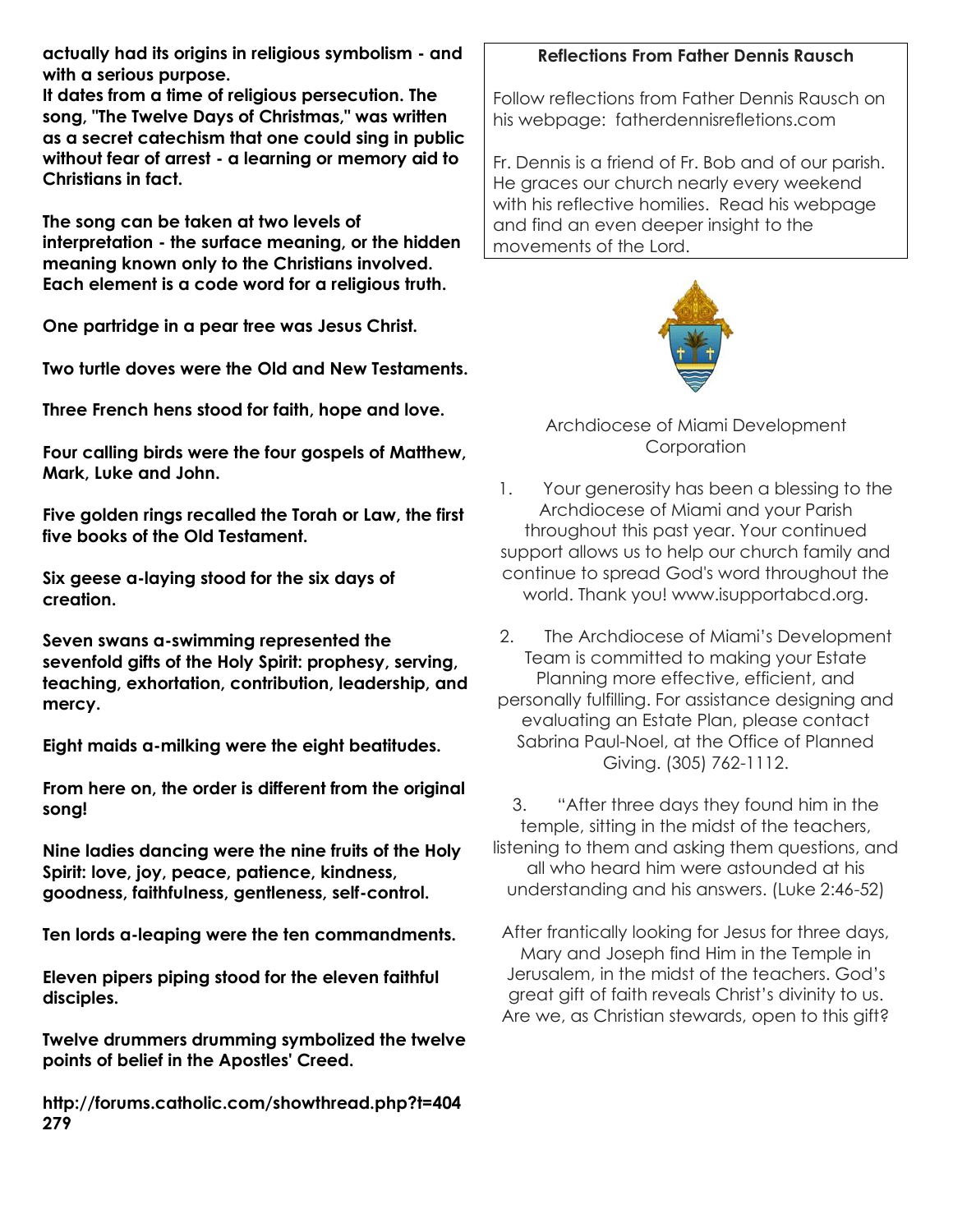**actually had its origins in religious symbolism - and with a serious purpose.**
**It dates from a time of religious persecution. The song, "The Twelve Days of Christmas," was written as a secret catechism that one could sing in public without fear of arrest - a learning or memory aid to Christians in fact.**

**The song can be taken at two levels of interpretation - the surface meaning, or the hidden meaning known only to the Christians involved. Each element is a code word for a religious truth.**

**One partridge in a pear tree was Jesus Christ.**

**Two turtle doves were the Old and New Testaments.**

**Three French hens stood for faith, hope and love.**

**Four calling birds were the four gospels of Matthew, Mark, Luke and John.**

**Five golden rings recalled the Torah or Law, the first five books of the Old Testament.**

**Six geese a-laying stood for the six days of creation.**

**Seven swans a-swimming represented the sevenfold gifts of the Holy Spirit: prophesy, serving, teaching, exhortation, contribution, leadership, and mercy.**

**Eight maids a-milking were the eight beatitudes.**

**From here on, the order is different from the original song!**

**Nine ladies dancing were the nine fruits of the Holy Spirit: love, joy, peace, patience, kindness, goodness, faithfulness, gentleness, self-control.**

**Ten lords a-leaping were the ten commandments.**

**Eleven pipers piping stood for the eleven faithful disciples.**

**Twelve drummers drumming symbolized the twelve points of belief in the Apostles' Creed.**

**http://forums.catholic.com/showthread.php?t=404279**

### Reflections From Father Dennis Rausch

Follow reflections from Father Dennis Rausch on his webpage: fatherdennisrefletions.com

Fr. Dennis is a friend of Fr. Bob and of our parish. He graces our church nearly every weekend with his reflective homilies. Read his webpage and find an even deeper insight to the movements of the Lord.

Archdiocese of Miami Development Corporation

1. Your generosity has been a blessing to the Archdiocese of Miami and your Parish throughout this past year. Your continued support allows us to help our church family and continue to spread God's word throughout the world. Thank you! www.isupportabcd.org.

2. The Archdiocese of Miami's Development Team is committed to making your Estate Planning more effective, efficient, and personally fulfilling. For assistance designing and evaluating an Estate Plan, please contact Sabrina Paul-Noel, at the Office of Planned Giving. (305) 762-1112.

3. "After three days they found him in the temple, sitting in the midst of the teachers, listening to them and asking them questions, and all who heard him were astounded at his understanding and his answers. (Luke 2:46-52)

After frantically looking for Jesus for three days, Mary and Joseph find Him in the Temple in Jerusalem, in the midst of the teachers. God's great gift of faith reveals Christ's divinity to us. Are we, as Christian stewards, open to this gift?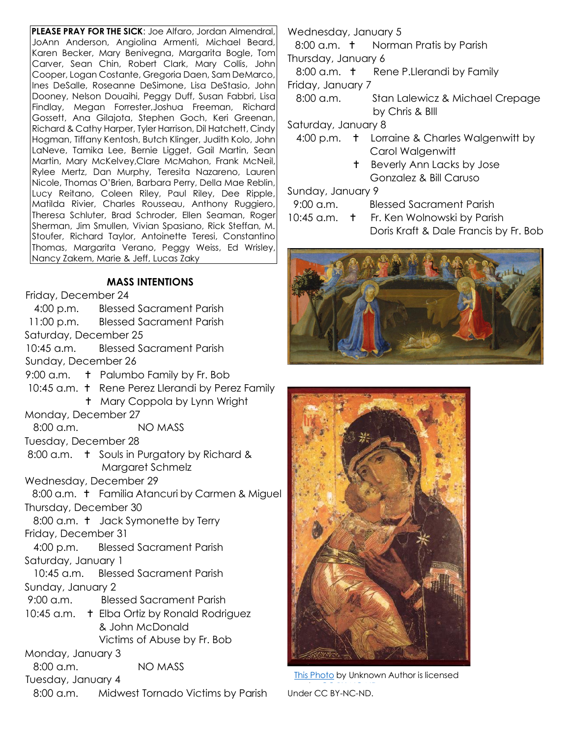**PLEASE PRAY FOR THE SICK**: Joe Alfaro, Jordan Almendral, JoAnn Anderson, Angiolina Armenti, Michael Beard, Karen Becker, Mary Benivegna, Margarita Bogle, Tom Carver, Sean Chin, Robert Clark, Mary Collis, John Cooper, Logan Costante, Gregoria Daen, Sam DeMarco, Ines DeSalle, Roseanne DeSimone, Lisa DeStasio, John Dooney, Nelson Douaihi, Peggy Duff, Susan Fabbri, Lisa Findlay, Megan Forrester,Joshua Freeman, Richard Gossett, Ana Gilajota, Stephen Goch, Keri Greenan, Richard & Cathy Harper, Tyler Harrison, Dil Hatchett, Cindy Hogman, Tiffany Kentosh, Butch Klinger, Judith Kolo, John LaNeve, Tamika Lee, Bernie Ligget, Gail Martin, Sean Martin, Mary McKelvey,Clare McMahon, Frank McNeil, Rylee Mertz, Dan Murphy, Teresita Nazareno, Lauren Nicole, Thomas O'Brien, Barbara Perry, Della Mae Reblin, Lucy Reitano, Coleen Riley, Paul Riley, Dee Ripple, Matilda Rivier, Charles Rousseau, Anthony Ruggiero, Theresa Schluter, Brad Schroder, Ellen Seaman, Roger Sherman, Jim Smullen, Vivian Spasiano, Rick Steffan, M. Stoufer, Richard Taylor, Antoinette Teresi, Constantino Thomas, Margarita Verano, Peggy Weiss, Ed Wrisley, Nancy Zakem, Marie & Jeff, Lucas Zaky

## MASS INTENTIONS

Friday, December 24
4:00 p.m. Blessed Sacrament Parish
11:00 p.m. Blessed Sacrament Parish

Saturday, December 25
10:45 a.m. Blessed Sacrament Parish

Sunday, December 26
9:00 a.m. † Palumbo Family by Fr. Bob
10:45 a.m. † Rene Perez Llerandi by Perez Family
† Mary Coppola by Lynn Wright

Monday, December 27
8:00 a.m. NO MASS

Tuesday, December 28
8:00 a.m. † Souls in Purgatory by Richard & Margaret Schmelz

Wednesday, December 29
8:00 a.m. † Familia Atancuri by Carmen & Miguel

Thursday, December 30
8:00 a.m. † Jack Symonette by Terry

Friday, December 31
4:00 p.m. Blessed Sacrament Parish

Saturday, January 1
10:45 a.m. Blessed Sacrament Parish

Sunday, January 2
9:00 a.m. Blessed Sacrament Parish
10:45 a.m. † Elba Ortiz by Ronald Rodriguez & John McDonald
Victims of Abuse by Fr. Bob

Monday, January 3
8:00 a.m. NO MASS

Tuesday, January 4
8:00 a.m. Midwest Tornado Victims by Parish

Wednesday, January 5
8:00 a.m. † Norman Pratis by Parish

Thursday, January 6
8:00 a.m. † Rene P.Llerandi by Family

Friday, January 7
8:00 a.m. Stan Lalewicz & Michael Crepage by Chris & BIll

Saturday, January 8
4:00 p.m. † Lorraine & Charles Walgenwitt by Carol Walgenwitt
† Beverly Ann Lacks by Jose Gonzalez & Bill Caruso

Sunday, January 9
9:00 a.m. Blessed Sacrament Parish
10:45 a.m. † Fr. Ken Wolnowski by Parish
Doris Kraft & Dale Francis by Fr. Bob

This Photo by Unknown Author is licensed Under CC BY-NC-ND.